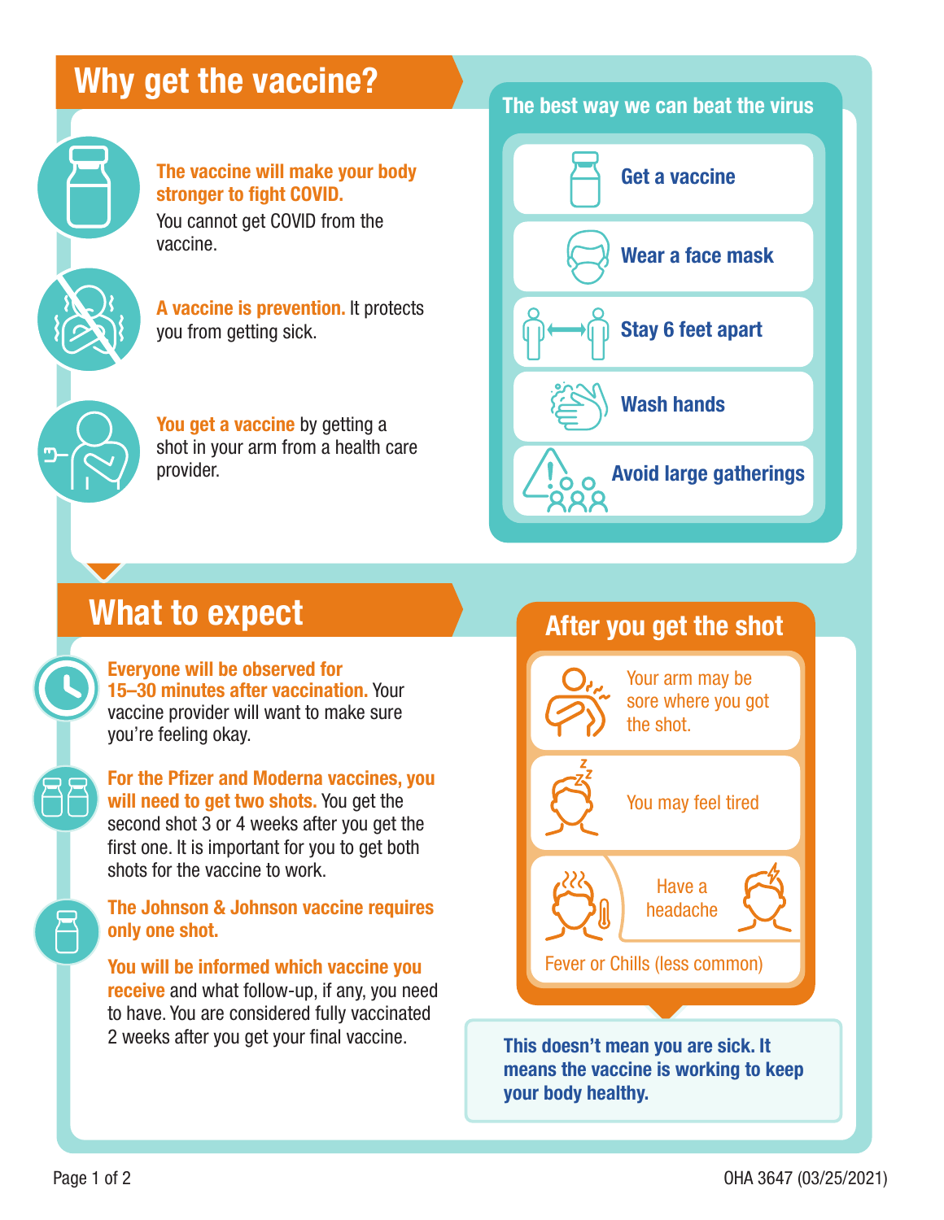# Why get the vaccine?

**The vaccine will make your body stronger to fight COVID.** You cannot get COVID from the vaccine.

**A vaccine is prevention.** It protects you from getting sick.

**You get a vaccine** by getting a shot in your arm from a health care provider.

## The best way we can beat the virus

- **Get a vaccine**
- **Wear a face mask**
- **Stay 6 feet apart**
- **Wash hands**
- **Avoid large gatherings**

# What to expect

**Everyone will be observed for 15–30 minutes after vaccination.** Your vaccine provider will want to make sure you're feeling okay.

**For the Pfizer and Moderna vaccines, you will need to get two shots.** You get the second shot 3 or 4 weeks after you get the first one. It is important for you to get both shots for the vaccine to work.

**The Johnson & Johnson vaccine requires only one shot.**

**You will be informed which vaccine you receive** and what follow-up, if any, you need to have. You are considered fully vaccinated 2 weeks after you get your final vaccine.

## After you get the shot

- Your arm may be sore where you got the shot.
- You may feel tired
- Have a headache
- Fever or Chills (less common)

**This doesn't mean you are sick. It means the vaccine is working to keep your body healthy.**

OHA 3647 (03/25/2021)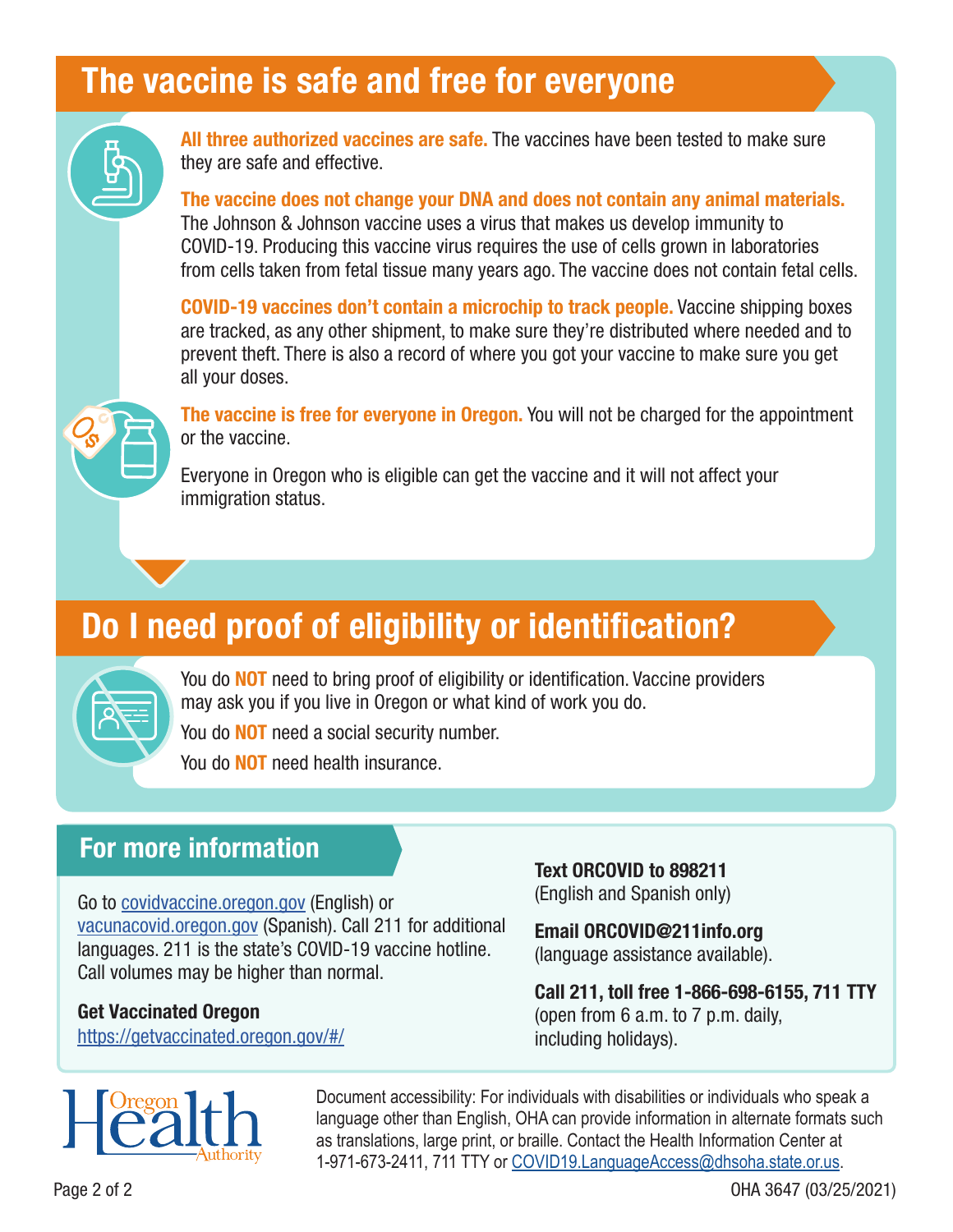## The vaccine is safe and free for everyone

**All three authorized vaccines are safe.** The vaccines have been tested to make sure they are safe and effective.

**The vaccine does not change your DNA and does not contain any animal materials.** The Johnson & Johnson vaccine uses a virus that makes us develop immunity to COVID-19. Producing this vaccine virus requires the use of cells grown in laboratories from cells taken from fetal tissue many years ago. The vaccine does not contain fetal cells.

**COVID-19 vaccines don't contain a microchip to track people.** Vaccine shipping boxes are tracked, as any other shipment, to make sure they're distributed where needed and to prevent theft. There is also a record of where you got your vaccine to make sure you get all your doses.

**The vaccine is free for everyone in Oregon.** You will not be charged for the appointment or the vaccine.

Everyone in Oregon who is eligible can get the vaccine and it will not affect your immigration status.

## Do I need proof of eligibility or identification?

You do **NOT** need to bring proof of eligibility or identification. Vaccine providers may ask you if you live in Oregon or what kind of work you do.

You do **NOT** need a social security number.

You do **NOT** need health insurance.

### For more information

Go to covidvaccine.oregon.gov (English) or vacunacovid.oregon.gov (Spanish). Call 211 for additional languages. 211 is the state's COVID-19 vaccine hotline. Call volumes may be higher than normal.

**Get Vaccinated Oregon**
https://getvaccinated.oregon.gov/#/

**Text ORCOVID to 898211**
(English and Spanish only)

**Email ORCOVID@211info.org**
(language assistance available).

**Call 211, toll free 1-866-698-6155, 711 TTY**
(open from 6 a.m. to 7 p.m. daily, including holidays).

Oregon Health Authority

Document accessibility: For individuals with disabilities or individuals who speak a language other than English, OHA can provide information in alternate formats such as translations, large print, or braille. Contact the Health Information Center at 1-971-673-2411, 711 TTY or COVID19.LanguageAccess@dhsoha.state.or.us.

OHA 3647 (03/25/2021)